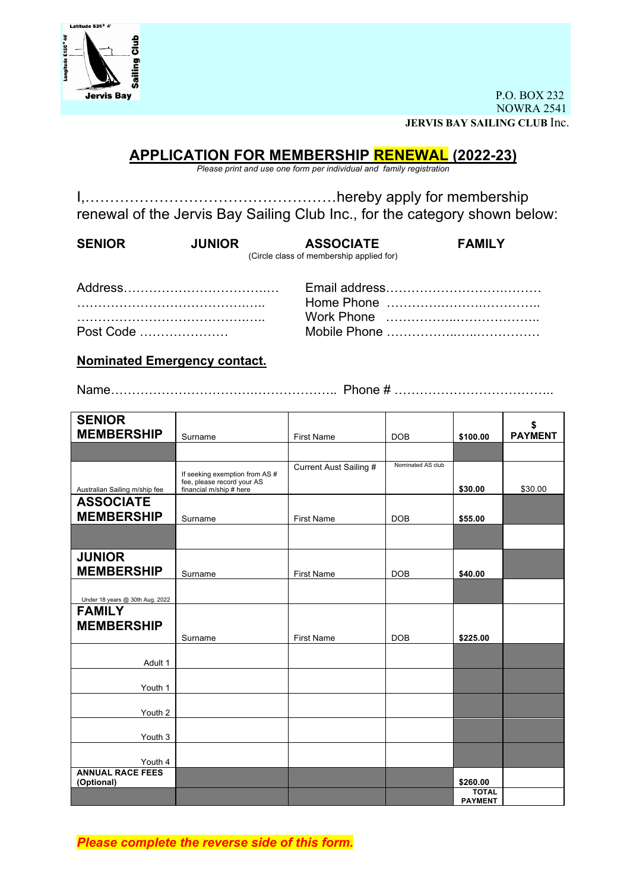P.O. BOX 232
NOWRA 2541
**JERVIS BAY SAILING CLUB Inc.**

## APPLICATION FOR MEMBERSHIP RENEWAL (2022-23)

*Please print and use one form per individual and family registration*

I,……………………………………………hereby apply for membership renewal of the Jervis Bay Sailing Club Inc., for the category shown below:

**SENIOR** **JUNIOR** **ASSOCIATE** **FAMILY**

(Circle class of membership applied for)

Address……………………………..…
……………………………………..…..
……………………………………..…..
Post Code …………………

Email address……………………….………
Home Phone ……………….……….………..
Work Phone ……………..………………..
Mobile Phone ………………..…..……………

**Nominated Emergency contact.**

Name……………………………..……………….. Phone # ………………………………..

| **SENIOR MEMBERSHIP** | Surname | First Name | DOB | **$100.00** | **$ PAYMENT** |
|---|---|---|---|---|---|
| | | | | | |
| Australian Sailing m/ship fee | If seeking exemption from AS # fee, please record your AS financial m/ship # here | Current Aust Sailing # | Nominated AS club | **$30.00** | $30.00 |
| **ASSOCIATE MEMBERSHIP** | Surname | First Name | DOB | **$55.00** | |
| | | | | | |
| **JUNIOR MEMBERSHIP** | Surname | First Name | DOB | **$40.00** | |
| Under 18 years @ 30th Aug. 2022 | | | | | |
| **FAMILY MEMBERSHIP** | Surname | First Name | DOB | **$225.00** | |
| Adult 1 | | | | | |
| Youth 1 | | | | | |
| Youth 2 | | | | | |
| Youth 3 | | | | | |
| Youth 4 | | | | | |
| **ANNUAL RACE FEES (Optional)** | | | | **$260.00** | |
| | | | | **TOTAL PAYMENT** | |

***Please complete the reverse side of this form.***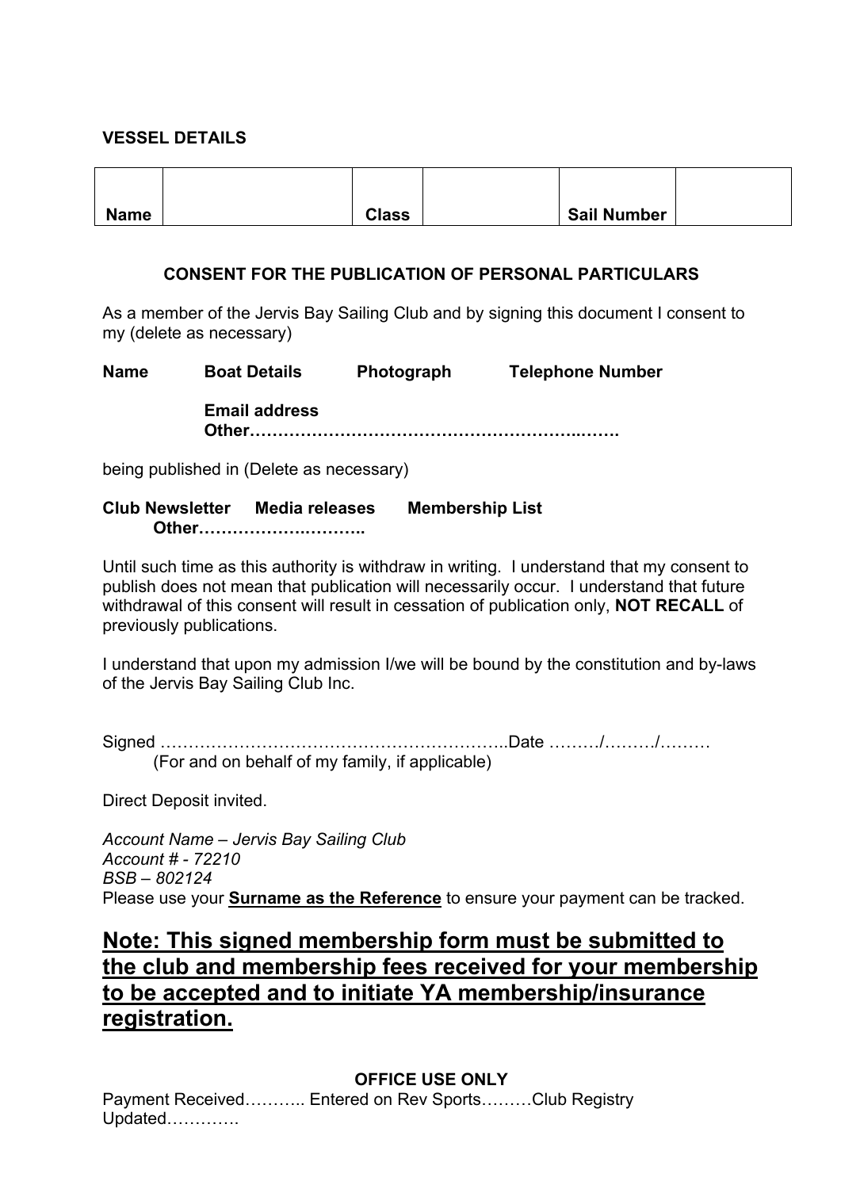**VESSEL DETAILS**

| | | | | | |
|---|---|---|---|---|---|
| **Name** | | **Class** | | **Sail Number** | |

**CONSENT FOR THE PUBLICATION OF PERSONAL PARTICULARS**

As a member of the Jervis Bay Sailing Club and by signing this document I consent to my (delete as necessary)

**Name** **Boat Details** **Photograph** **Telephone Number**

**Email address**
**Other…………………………………………………..…….**

being published in (Delete as necessary)

**Club Newsletter** **Media releases** **Membership List**
**Other………………….………..**

Until such time as this authority is withdraw in writing. I understand that my consent to publish does not mean that publication will necessarily occur. I understand that future withdrawal of this consent will result in cessation of publication only, **NOT RECALL** of previously publications.

I understand that upon my admission I/we will be bound by the constitution and by-laws of the Jervis Bay Sailing Club Inc.

Signed ……………………………………………………..Date ………/………/………
(For and on behalf of my family, if applicable)

Direct Deposit invited.

*Account Name – Jervis Bay Sailing Club*
*Account # - 72210*
*BSB – 802124*
Please use your **Surname as the Reference** to ensure your payment can be tracked.

## Note: This signed membership form must be submitted to the club and membership fees received for your membership to be accepted and to initiate YA membership/insurance registration.

**OFFICE USE ONLY**

Payment Received……….. Entered on Rev Sports………Club Registry Updated………….